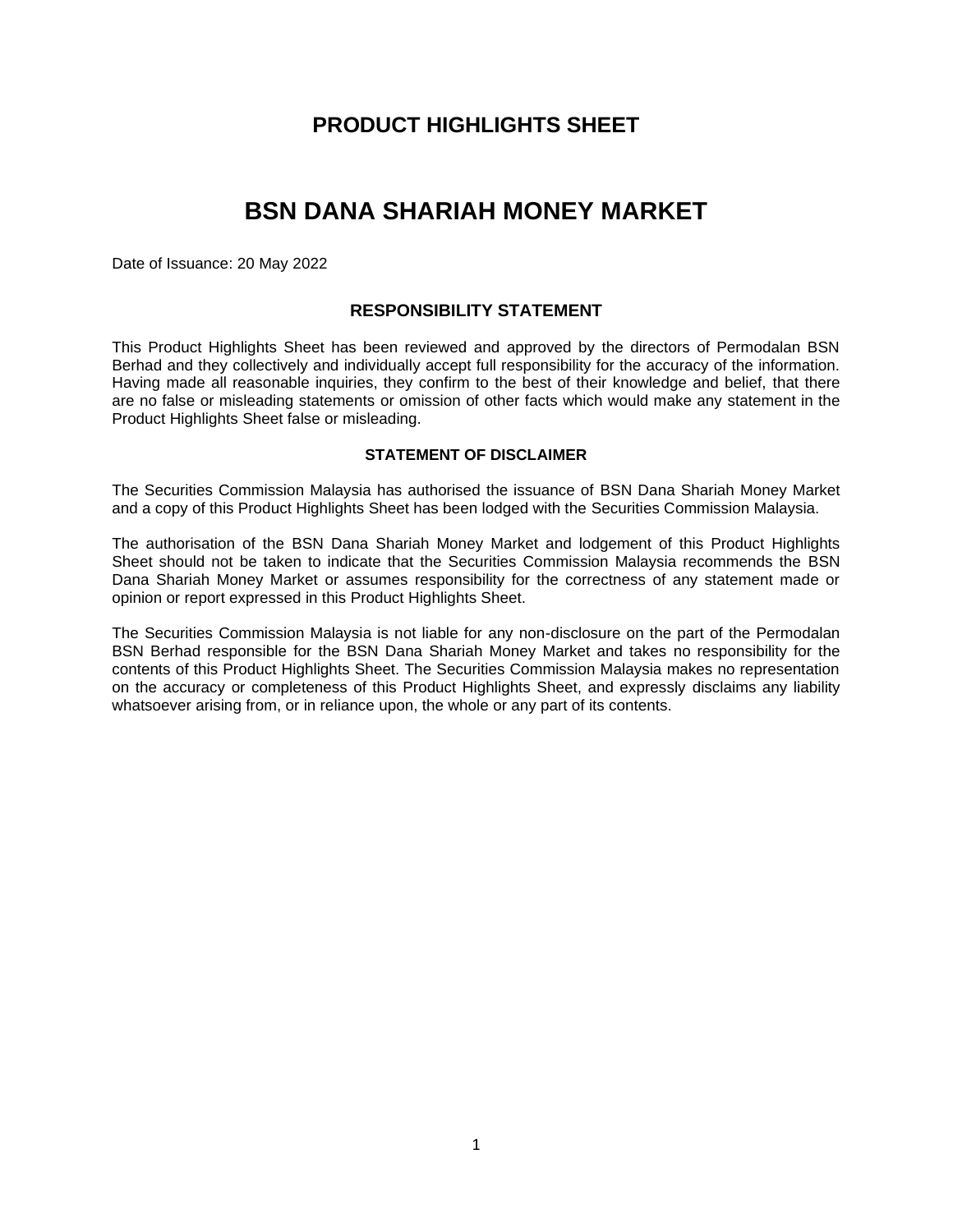# PRODUCT HIGHLIGHTS SHEET

# BSN DANA SHARIAH MONEY MARKET

Date of Issuance: 20 May 2022

## RESPONSIBILITY STATEMENT

This Product Highlights Sheet has been reviewed and approved by the directors of Permodalan BSN Berhad and they collectively and individually accept full responsibility for the accuracy of the information. Having made all reasonable inquiries, they confirm to the best of their knowledge and belief, that there are no false or misleading statements or omission of other facts which would make any statement in the Product Highlights Sheet false or misleading.

### STATEMENT OF DISCLAIMER

The Securities Commission Malaysia has authorised the issuance of BSN Dana Shariah Money Market and a copy of this Product Highlights Sheet has been lodged with the Securities Commission Malaysia.

The authorisation of the BSN Dana Shariah Money Market and lodgement of this Product Highlights Sheet should not be taken to indicate that the Securities Commission Malaysia recommends the BSN Dana Shariah Money Market or assumes responsibility for the correctness of any statement made or opinion or report expressed in this Product Highlights Sheet.

The Securities Commission Malaysia is not liable for any non-disclosure on the part of the Permodalan BSN Berhad responsible for the BSN Dana Shariah Money Market and takes no responsibility for the contents of this Product Highlights Sheet. The Securities Commission Malaysia makes no representation on the accuracy or completeness of this Product Highlights Sheet, and expressly disclaims any liability whatsoever arising from, or in reliance upon, the whole or any part of its contents.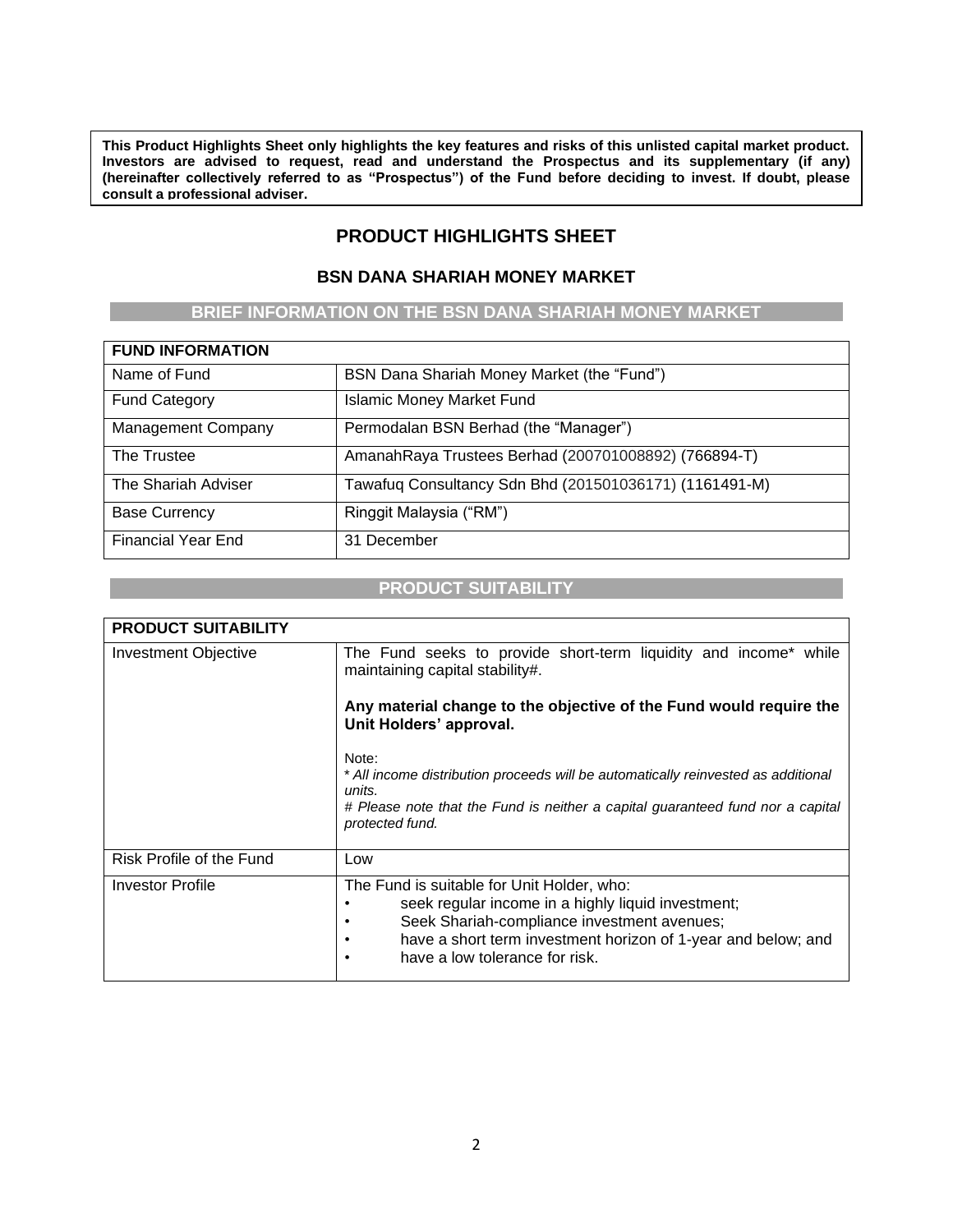**This Product Highlights Sheet only highlights the key features and risks of this unlisted capital market product. Investors are advised to request, read and understand the Prospectus and its supplementary (if any) (hereinafter collectively referred to as "Prospectus") of the Fund before deciding to invest. If doubt, please consult a professional adviser.**

# PRODUCT HIGHLIGHTS SHEET

## BSN DANA SHARIAH MONEY MARKET

### BRIEF INFORMATION ON THE BSN DANA SHARIAH MONEY MARKET

| **FUND INFORMATION** | |
|---|---|
| Name of Fund | BSN Dana Shariah Money Market (the "Fund") |
| Fund Category | Islamic Money Market Fund |
| Management Company | Permodalan BSN Berhad (the "Manager") |
| The Trustee | AmanahRaya Trustees Berhad (200701008892) (766894-T) |
| The Shariah Adviser | Tawafuq Consultancy Sdn Bhd (201501036171) (1161491-M) |
| Base Currency | Ringgit Malaysia ("RM") |
| Financial Year End | 31 December |

### PRODUCT SUITABILITY

| **PRODUCT SUITABILITY** | |
|---|---|
| Investment Objective | The Fund seeks to provide short-term liquidity and income* while maintaining capital stability#.<br><br>**Any material change to the objective of the Fund would require the Unit Holders' approval.**<br><br>Note:<br>*\* All income distribution proceeds will be automatically reinvested as additional units.*<br>*# Please note that the Fund is neither a capital guaranteed fund nor a capital protected fund.* |
| Risk Profile of the Fund | Low |
| Investor Profile | The Fund is suitable for Unit Holder, who:<br>• seek regular income in a highly liquid investment;<br>• Seek Shariah-compliance investment avenues;<br>• have a short term investment horizon of 1-year and below; and<br>• have a low tolerance for risk. |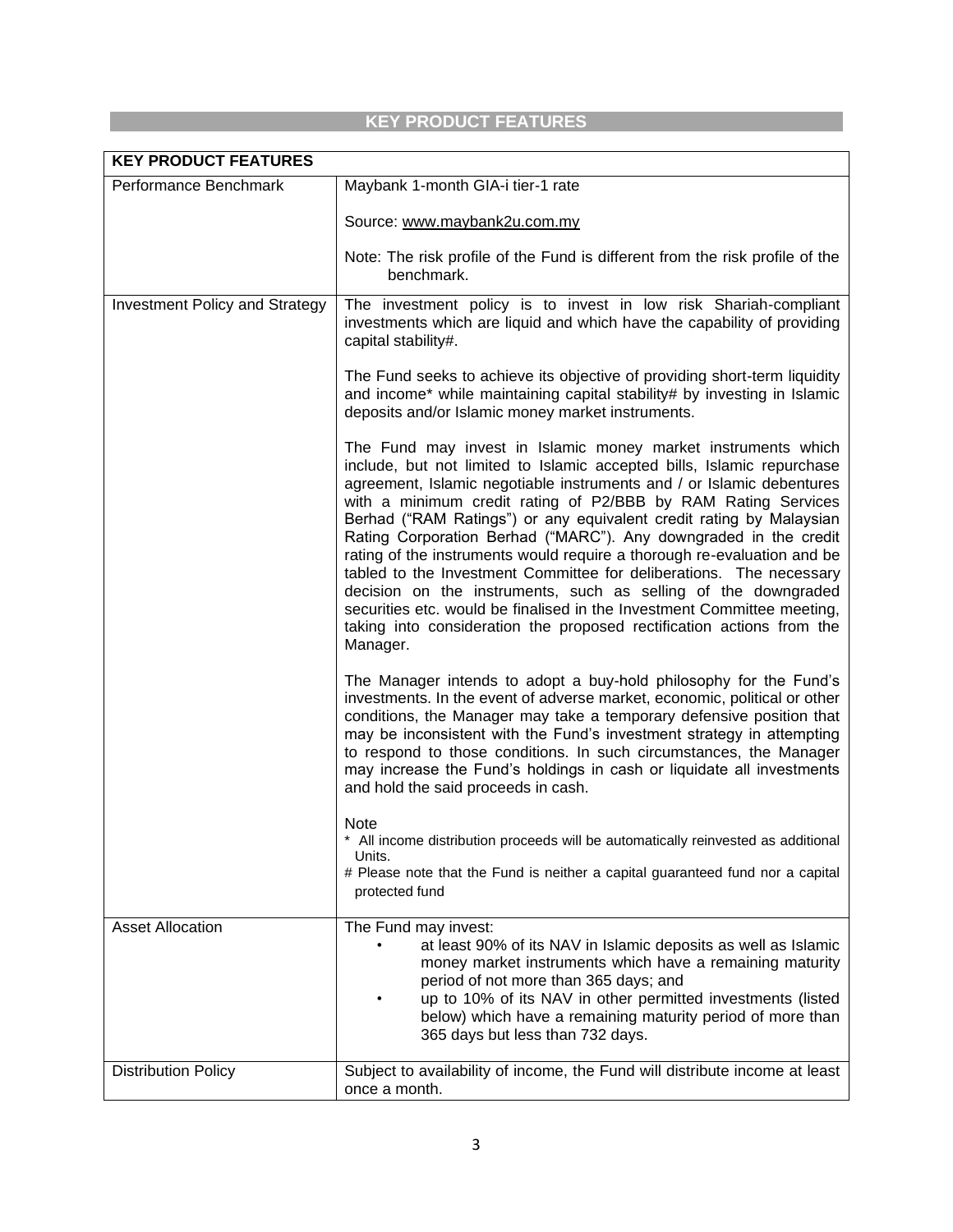## KEY PRODUCT FEATURES

| KEY PRODUCT FEATURES | |
|---|---|
| Performance Benchmark | Maybank 1-month GIA-i tier-1 rate<br><br>Source: www.maybank2u.com.my<br><br>Note: The risk profile of the Fund is different from the risk profile of the benchmark. |
| Investment Policy and Strategy | The investment policy is to invest in low risk Shariah-compliant investments which are liquid and which have the capability of providing capital stability#.<br><br>The Fund seeks to achieve its objective of providing short-term liquidity and income* while maintaining capital stability# by investing in Islamic deposits and/or Islamic money market instruments.<br><br>The Fund may invest in Islamic money market instruments which include, but not limited to Islamic accepted bills, Islamic repurchase agreement, Islamic negotiable instruments and / or Islamic debentures with a minimum credit rating of P2/BBB by RAM Rating Services Berhad ("RAM Ratings") or any equivalent credit rating by Malaysian Rating Corporation Berhad ("MARC"). Any downgraded in the credit rating of the instruments would require a thorough re-evaluation and be tabled to the Investment Committee for deliberations. The necessary decision on the instruments, such as selling of the downgraded securities etc. would be finalised in the Investment Committee meeting, taking into consideration the proposed rectification actions from the Manager.<br><br>The Manager intends to adopt a buy-hold philosophy for the Fund's investments. In the event of adverse market, economic, political or other conditions, the Manager may take a temporary defensive position that may be inconsistent with the Fund's investment strategy in attempting to respond to those conditions. In such circumstances, the Manager may increase the Fund's holdings in cash or liquidate all investments and hold the said proceeds in cash.<br><br>Note<br>* All income distribution proceeds will be automatically reinvested as additional Units.<br># Please note that the Fund is neither a capital guaranteed fund nor a capital protected fund |
| Asset Allocation | The Fund may invest:<br>• at least 90% of its NAV in Islamic deposits as well as Islamic money market instruments which have a remaining maturity period of not more than 365 days; and<br>• up to 10% of its NAV in other permitted investments (listed below) which have a remaining maturity period of more than 365 days but less than 732 days. |
| Distribution Policy | Subject to availability of income, the Fund will distribute income at least once a month. |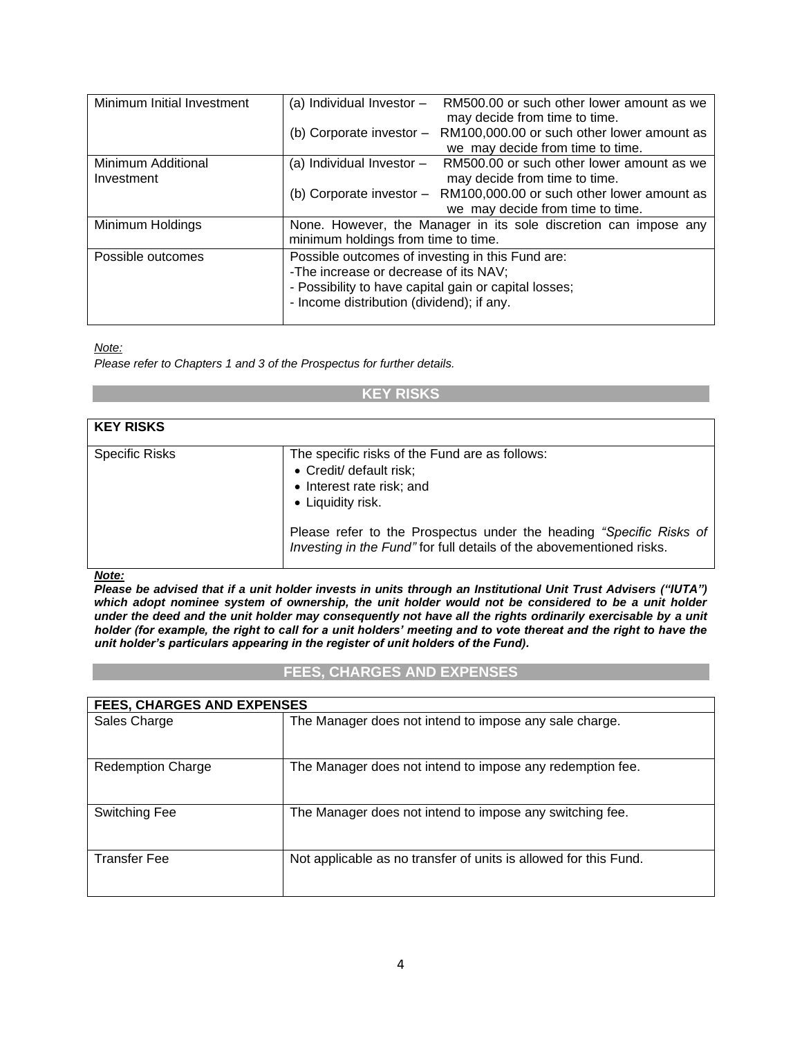| | |
|---|---|
| Minimum Initial Investment | (a) Individual Investor – RM500.00 or such other lower amount as we may decide from time to time.<br>(b) Corporate investor – RM100,000.00 or such other lower amount as we may decide from time to time. |
| Minimum Additional Investment | (a) Individual Investor – RM500.00 or such other lower amount as we may decide from time to time.<br>(b) Corporate investor – RM100,000.00 or such other lower amount as we may decide from time to time. |
| Minimum Holdings | None. However, the Manager in its sole discretion can impose any minimum holdings from time to time. |
| Possible outcomes | Possible outcomes of investing in this Fund are:<br>-The increase or decrease of its NAV;<br>- Possibility to have capital gain or capital losses;<br>- Income distribution (dividend); if any. |

*Note:*
*Please refer to Chapters 1 and 3 of the Prospectus for further details.*

## KEY RISKS

| **KEY RISKS** | |
|---|---|
| Specific Risks | The specific risks of the Fund are as follows:<br>• Credit/ default risk;<br>• Interest rate risk; and<br>• Liquidity risk.<br><br>Please refer to the Prospectus under the heading *"Specific Risks of Investing in the Fund"* for full details of the abovementioned risks. |

***Note:***
***Please be advised that if a unit holder invests in units through an Institutional Unit Trust Advisers ("IUTA") which adopt nominee system of ownership, the unit holder would not be considered to be a unit holder under the deed and the unit holder may consequently not have all the rights ordinarily exercisable by a unit holder (for example, the right to call for a unit holders' meeting and to vote thereat and the right to have the unit holder's particulars appearing in the register of unit holders of the Fund).***

## FEES, CHARGES AND EXPENSES

| **FEES, CHARGES AND EXPENSES** | |
|---|---|
| Sales Charge | The Manager does not intend to impose any sale charge. |
| Redemption Charge | The Manager does not intend to impose any redemption fee. |
| Switching Fee | The Manager does not intend to impose any switching fee. |
| Transfer Fee | Not applicable as no transfer of units is allowed for this Fund. |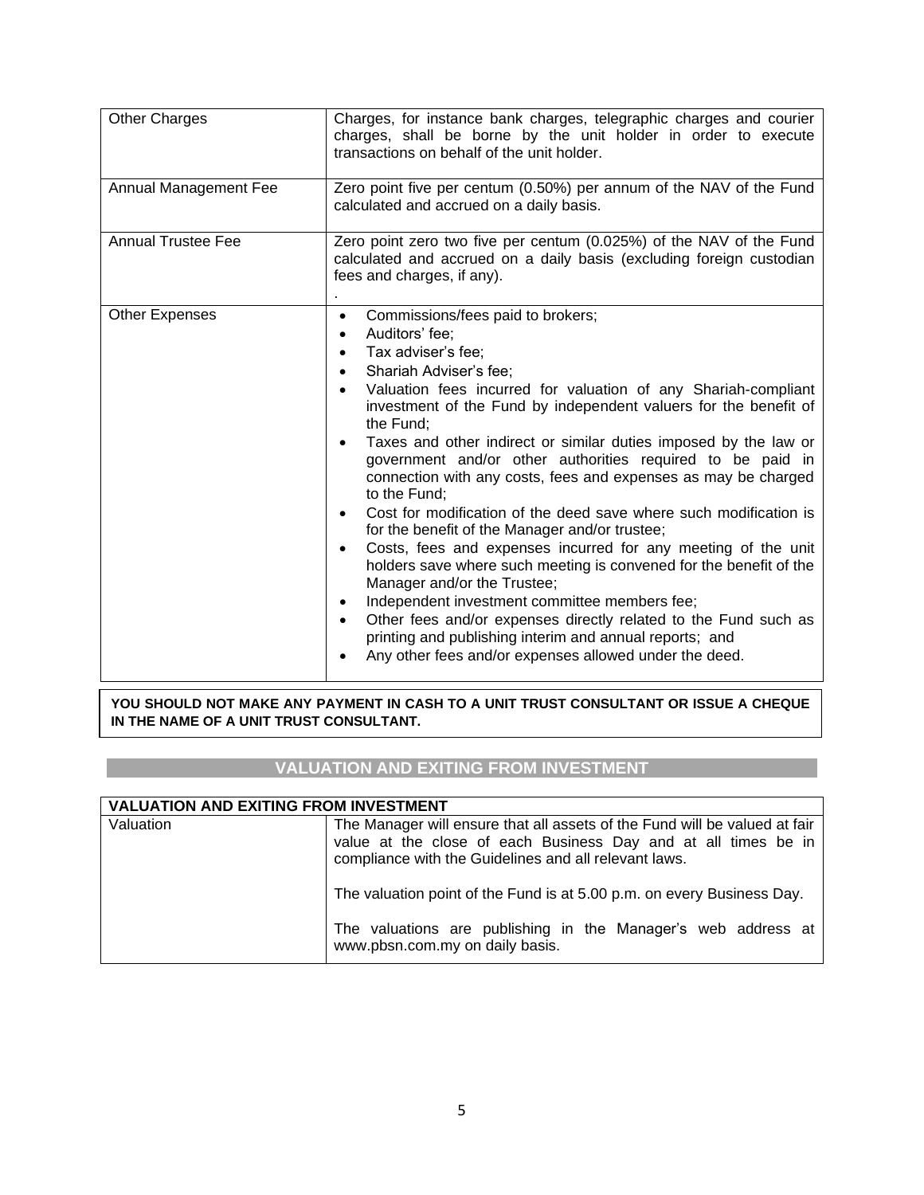| | |
|---|---|
| Other Charges | Charges, for instance bank charges, telegraphic charges and courier charges, shall be borne by the unit holder in order to execute transactions on behalf of the unit holder. |
| Annual Management Fee | Zero point five per centum (0.50%) per annum of the NAV of the Fund calculated and accrued on a daily basis. |
| Annual Trustee Fee | Zero point zero two five per centum (0.025%) of the NAV of the Fund calculated and accrued on a daily basis (excluding foreign custodian fees and charges, if any).<br>. |
| Other Expenses | • Commissions/fees paid to brokers;<br>• Auditors' fee;<br>• Tax adviser's fee;<br>• Shariah Adviser's fee;<br>• Valuation fees incurred for valuation of any Shariah-compliant investment of the Fund by independent valuers for the benefit of the Fund;<br>• Taxes and other indirect or similar duties imposed by the law or government and/or other authorities required to be paid in connection with any costs, fees and expenses as may be charged to the Fund;<br>• Cost for modification of the deed save where such modification is for the benefit of the Manager and/or trustee;<br>• Costs, fees and expenses incurred for any meeting of the unit holders save where such meeting is convened for the benefit of the Manager and/or the Trustee;<br>• Independent investment committee members fee;<br>• Other fees and/or expenses directly related to the Fund such as printing and publishing interim and annual reports; and<br>• Any other fees and/or expenses allowed under the deed. |

**YOU SHOULD NOT MAKE ANY PAYMENT IN CASH TO A UNIT TRUST CONSULTANT OR ISSUE A CHEQUE IN THE NAME OF A UNIT TRUST CONSULTANT.**

## VALUATION AND EXITING FROM INVESTMENT

| **VALUATION AND EXITING FROM INVESTMENT** | |
|---|---|
| Valuation | The Manager will ensure that all assets of the Fund will be valued at fair value at the close of each Business Day and at all times be in compliance with the Guidelines and all relevant laws.<br><br>The valuation point of the Fund is at 5.00 p.m. on every Business Day.<br><br>The valuations are publishing in the Manager's web address at www.pbsn.com.my on daily basis. |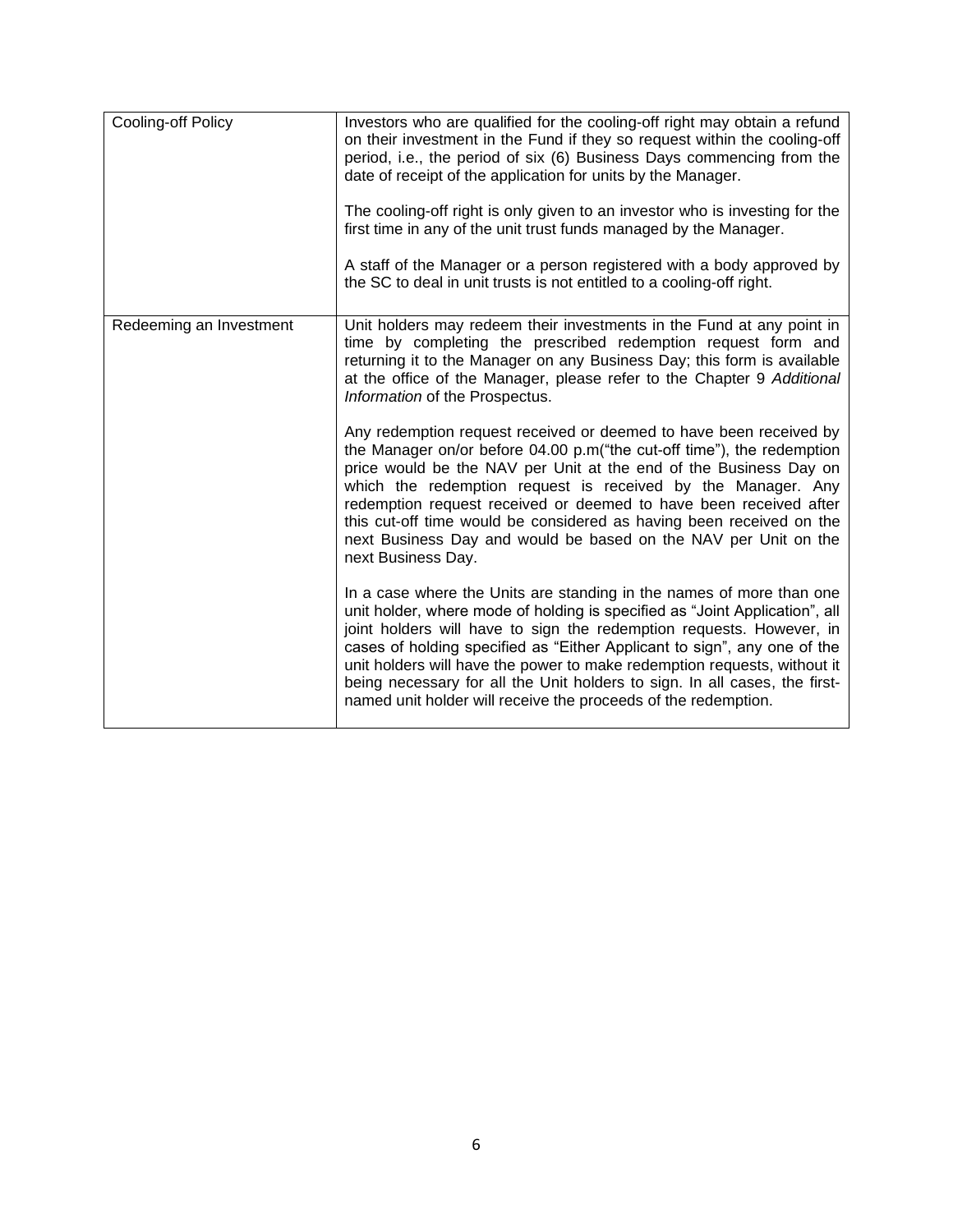| | |
|---|---|
| Cooling-off Policy | Investors who are qualified for the cooling-off right may obtain a refund on their investment in the Fund if they so request within the cooling-off period, i.e., the period of six (6) Business Days commencing from the date of receipt of the application for units by the Manager.<br><br>The cooling-off right is only given to an investor who is investing for the first time in any of the unit trust funds managed by the Manager.<br><br>A staff of the Manager or a person registered with a body approved by the SC to deal in unit trusts is not entitled to a cooling-off right. |
| Redeeming an Investment | Unit holders may redeem their investments in the Fund at any point in time by completing the prescribed redemption request form and returning it to the Manager on any Business Day; this form is available at the office of the Manager, please refer to the Chapter 9 *Additional Information* of the Prospectus.<br><br>Any redemption request received or deemed to have been received by the Manager on/or before 04.00 p.m("the cut-off time"), the redemption price would be the NAV per Unit at the end of the Business Day on which the redemption request is received by the Manager. Any redemption request received or deemed to have been received after this cut-off time would be considered as having been received on the next Business Day and would be based on the NAV per Unit on the next Business Day.<br><br>In a case where the Units are standing in the names of more than one unit holder, where mode of holding is specified as "Joint Application", all joint holders will have to sign the redemption requests. However, in cases of holding specified as "Either Applicant to sign", any one of the unit holders will have the power to make redemption requests, without it being necessary for all the Unit holders to sign. In all cases, the first-named unit holder will receive the proceeds of the redemption. |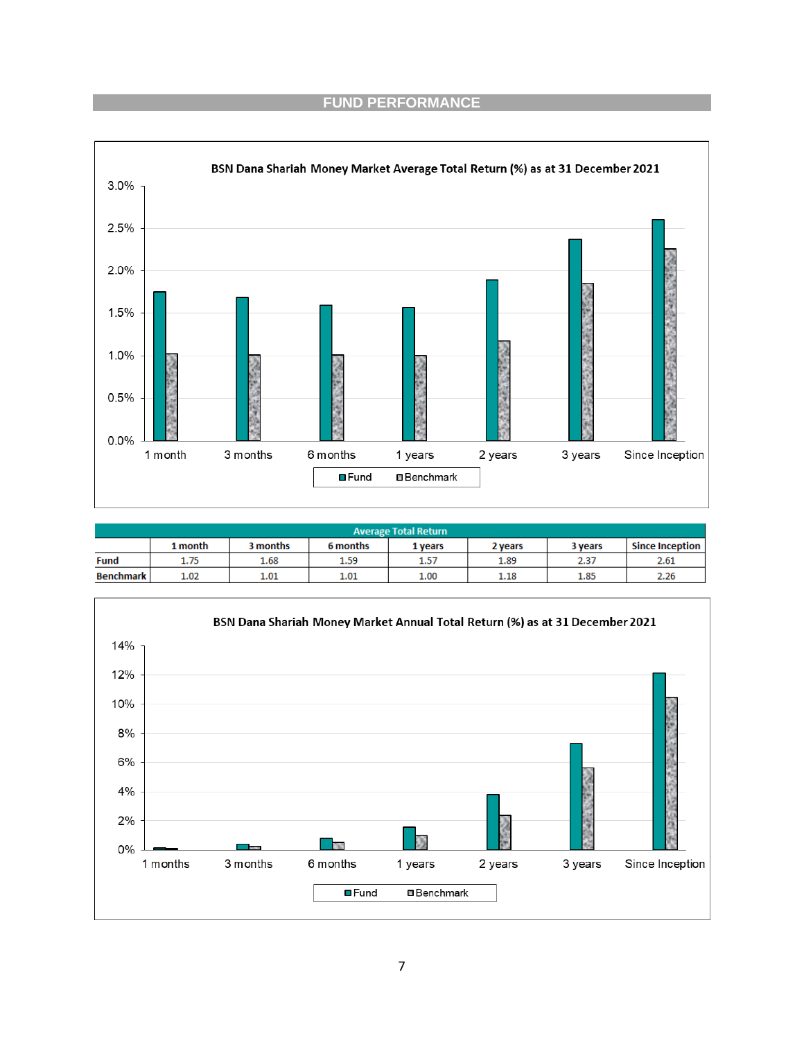## FUND PERFORMANCE

**BSN Dana Shariah Money Market Average Total Return (%) as at 31 December 2021**

| Average Total Return | | | | | | | |
|---|---|---|---|---|---|---|---|
| | 1 month | 3 months | 6 months | 1 years | 2 years | 3 years | Since Inception |
| Fund | 1.75 | 1.68 | 1.59 | 1.57 | 1.89 | 2.37 | 2.61 |
| Benchmark | 1.02 | 1.01 | 1.01 | 1.00 | 1.18 | 1.85 | 2.26 |

**BSN Dana Shariah Money Market Annual Total Return (%) as at 31 December 2021**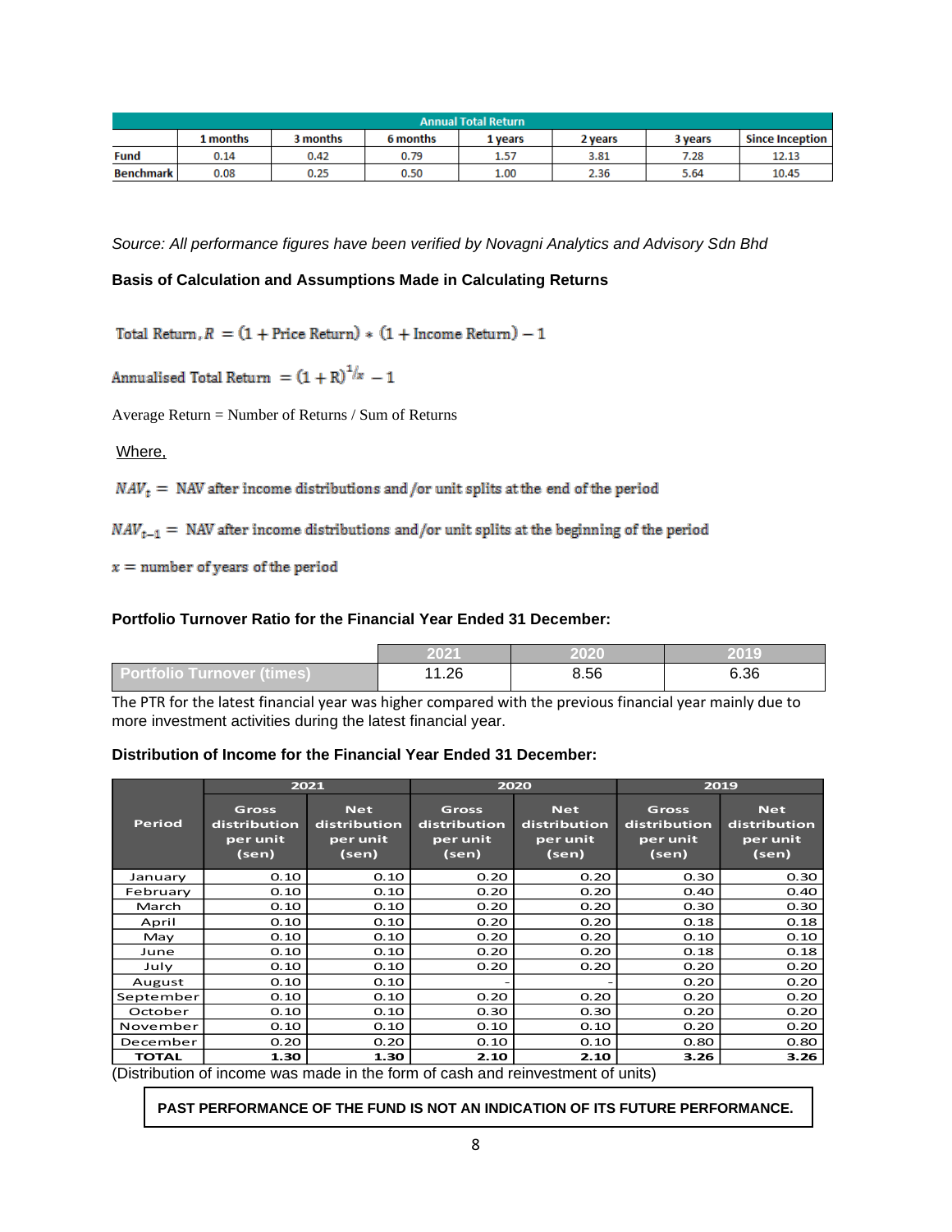| Annual Total Return | | | | | | | |
|---|---|---|---|---|---|---|---|
| | 1 months | 3 months | 6 months | 1 years | 2 years | 3 years | Since Inception |
| **Fund** | 0.14 | 0.42 | 0.79 | 1.57 | 3.81 | 7.28 | 12.13 |
| **Benchmark** | 0.08 | 0.25 | 0.50 | 1.00 | 2.36 | 5.64 | 10.45 |

*Source: All performance figures have been verified by Novagni Analytics and Advisory Sdn Bhd*

**Basis of Calculation and Assumptions Made in Calculating Returns**

$$\text{Total Return}, R = (1 + \text{Price Return}) * (1 + \text{Income Return}) - 1$$

$$\text{Annualised Total Return} = (1 + \text{R})^{1/x} - 1$$

Average Return = Number of Returns / Sum of Returns

Where,

$NAV_t =$ NAV after income distributions and/or unit splits at the end of the period

$NAV_{t-1} =$ NAV after income distributions and/or unit splits at the beginning of the period

$x =$ number of years of the period

**Portfolio Turnover Ratio for the Financial Year Ended 31 December:**

| | 2021 | 2020 | 2019 |
|---|---|---|---|
| Portfolio Turnover (times) | 11.26 | 8.56 | 6.36 |

The PTR for the latest financial year was higher compared with the previous financial year mainly due to more investment activities during the latest financial year.

**Distribution of Income for the Financial Year Ended 31 December:**

| Period | 2021 | | 2020 | | 2019 | |
|---|---|---|---|---|---|---|
| | Gross distribution per unit (sen) | Net distribution per unit (sen) | Gross distribution per unit (sen) | Net distribution per unit (sen) | Gross distribution per unit (sen) | Net distribution per unit (sen) |
| January | 0.10 | 0.10 | 0.20 | 0.20 | 0.30 | 0.30 |
| February | 0.10 | 0.10 | 0.20 | 0.20 | 0.40 | 0.40 |
| March | 0.10 | 0.10 | 0.20 | 0.20 | 0.30 | 0.30 |
| April | 0.10 | 0.10 | 0.20 | 0.20 | 0.18 | 0.18 |
| May | 0.10 | 0.10 | 0.20 | 0.20 | 0.10 | 0.10 |
| June | 0.10 | 0.10 | 0.20 | 0.20 | 0.18 | 0.18 |
| July | 0.10 | 0.10 | 0.20 | 0.20 | 0.20 | 0.20 |
| August | 0.10 | 0.10 | - | - | 0.20 | 0.20 |
| September | 0.10 | 0.10 | 0.20 | 0.20 | 0.20 | 0.20 |
| October | 0.10 | 0.10 | 0.30 | 0.30 | 0.20 | 0.20 |
| November | 0.10 | 0.10 | 0.10 | 0.10 | 0.20 | 0.20 |
| December | 0.20 | 0.20 | 0.10 | 0.10 | 0.80 | 0.80 |
| **TOTAL** | **1.30** | **1.30** | **2.10** | **2.10** | **3.26** | **3.26** |

(Distribution of income was made in the form of cash and reinvestment of units)

**PAST PERFORMANCE OF THE FUND IS NOT AN INDICATION OF ITS FUTURE PERFORMANCE.**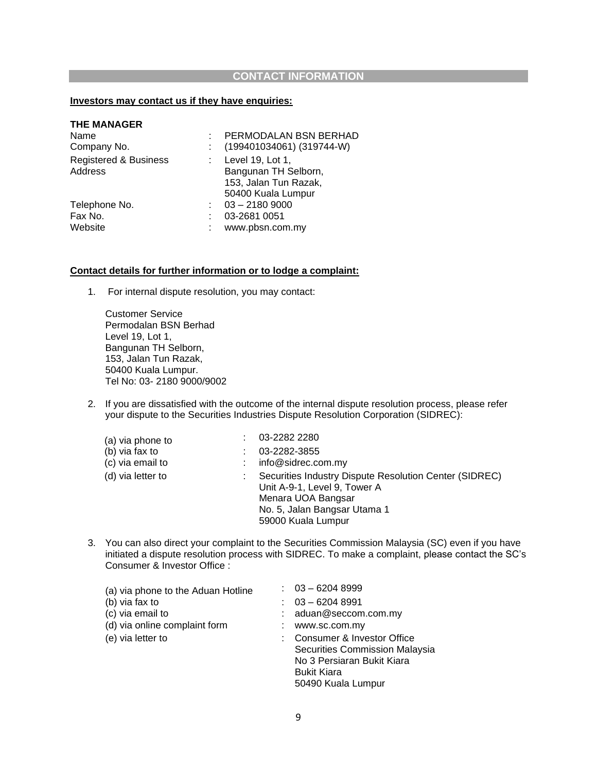## CONTACT INFORMATION

**Investors may contact us if they have enquiries:**

**THE MANAGER**

| | | |
|---|---|---|
| Name | : | PERMODALAN BSN BERHAD |
| Company No. | : | (199401034061) (319744-W) |
| Registered & Business Address | : | Level 19, Lot 1, Bangunan TH Selborn, 153, Jalan Tun Razak, 50400 Kuala Lumpur |
| Telephone No. | : | 03 – 2180 9000 |
| Fax No. | : | 03-2681 0051 |
| Website | : | www.pbsn.com.my |

**Contact details for further information or to lodge a complaint:**

1. For internal dispute resolution, you may contact:

   Customer Service
   Permodalan BSN Berhad
   Level 19, Lot 1,
   Bangunan TH Selborn,
   153, Jalan Tun Razak,
   50400 Kuala Lumpur.
   Tel No: 03- 2180 9000/9002

2. If you are dissatisfied with the outcome of the internal dispute resolution process, please refer your dispute to the Securities Industries Dispute Resolution Corporation (SIDREC):

   | | | |
   |---|---|---|
   | (a) via phone to | : | 03-2282 2280 |
   | (b) via fax to | : | 03-2282-3855 |
   | (c) via email to | : | info@sidrec.com.my |
   | (d) via letter to | : | Securities Industry Dispute Resolution Center (SIDREC) Unit A-9-1, Level 9, Tower A Menara UOA Bangsar No. 5, Jalan Bangsar Utama 1 59000 Kuala Lumpur |

3. You can also direct your complaint to the Securities Commission Malaysia (SC) even if you have initiated a dispute resolution process with SIDREC. To make a complaint, please contact the SC's Consumer & Investor Office :

   | | | |
   |---|---|---|
   | (a) via phone to the Aduan Hotline | : | 03 – 6204 8999 |
   | (b) via fax to | : | 03 – 6204 8991 |
   | (c) via email to | : | aduan@seccom.com.my |
   | (d) via online complaint form | : | www.sc.com.my |
   | (e) via letter to | : | Consumer & Investor Office Securities Commission Malaysia No 3 Persiaran Bukit Kiara Bukit Kiara 50490 Kuala Lumpur |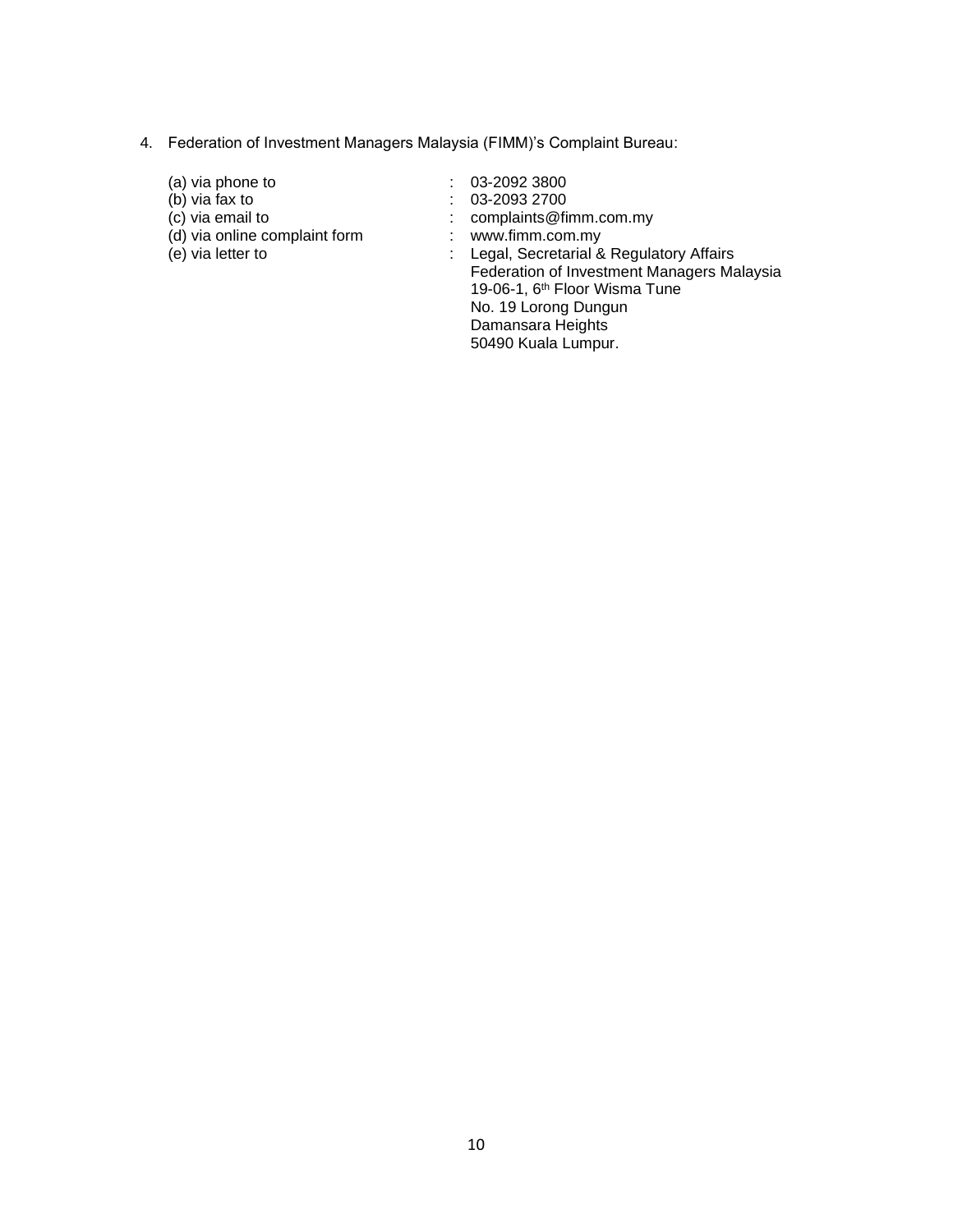4. Federation of Investment Managers Malaysia (FIMM)'s Complaint Bureau:

| | | |
|---|---|---|
| (a) via phone to | : | 03-2092 3800 |
| (b) via fax to | : | 03-2093 2700 |
| (c) via email to | : | complaints@fimm.com.my |
| (d) via online complaint form | : | www.fimm.com.my |
| (e) via letter to | : | Legal, Secretarial & Regulatory Affairs<br>Federation of Investment Managers Malaysia<br>19-06-1, 6th Floor Wisma Tune<br>No. 19 Lorong Dungun<br>Damansara Heights<br>50490 Kuala Lumpur. |